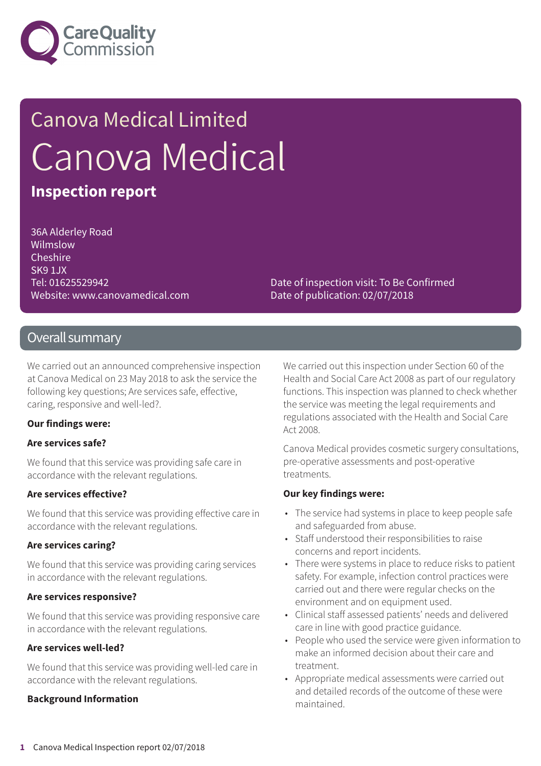Care Quality Commission

# Canova Medical Limited

# Canova Medical

## Inspection report

36A Alderley Road
Wilmslow
Cheshire
SK9 1JX
Tel: 01625529942
Website: www.canovamedical.com

Date of inspection visit: To Be Confirmed
Date of publication: 02/07/2018

## Overall summary

We carried out an announced comprehensive inspection at Canova Medical on 23 May 2018 to ask the service the following key questions; Are services safe, effective, caring, responsive and well-led?.

**Our findings were:**

**Are services safe?**

We found that this service was providing safe care in accordance with the relevant regulations.

**Are services effective?**

We found that this service was providing effective care in accordance with the relevant regulations.

**Are services caring?**

We found that this service was providing caring services in accordance with the relevant regulations.

**Are services responsive?**

We found that this service was providing responsive care in accordance with the relevant regulations.

**Are services well-led?**

We found that this service was providing well-led care in accordance with the relevant regulations.

**Background Information**

We carried out this inspection under Section 60 of the Health and Social Care Act 2008 as part of our regulatory functions. This inspection was planned to check whether the service was meeting the legal requirements and regulations associated with the Health and Social Care Act 2008.

Canova Medical provides cosmetic surgery consultations, pre-operative assessments and post-operative treatments.

**Our key findings were:**

- The service had systems in place to keep people safe and safeguarded from abuse.
- Staff understood their responsibilities to raise concerns and report incidents.
- There were systems in place to reduce risks to patient safety. For example, infection control practices were carried out and there were regular checks on the environment and on equipment used.
- Clinical staff assessed patients' needs and delivered care in line with good practice guidance.
- People who used the service were given information to make an informed decision about their care and treatment.
- Appropriate medical assessments were carried out and detailed records of the outcome of these were maintained.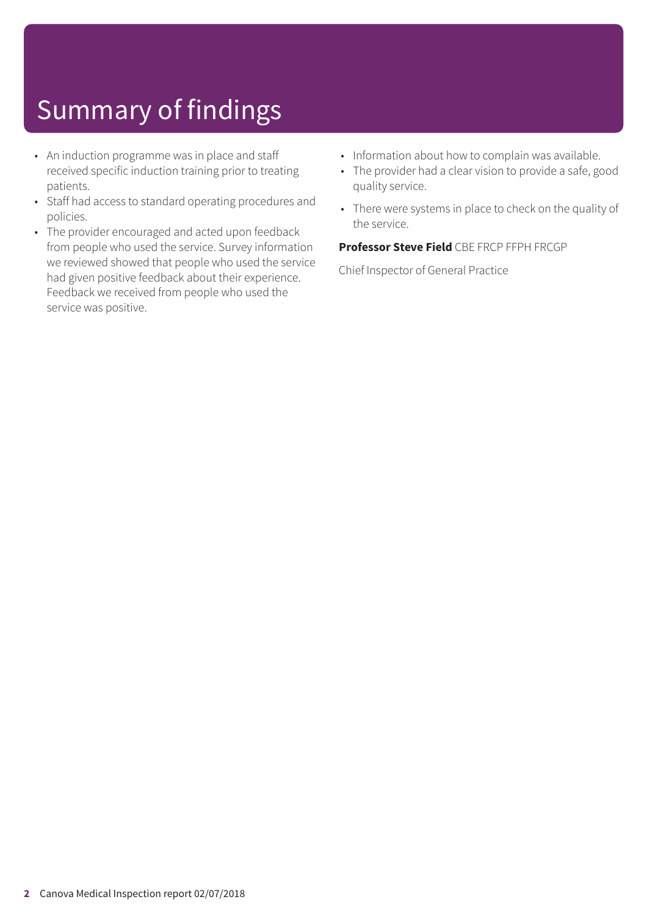# Summary of findings

- An induction programme was in place and staff received specific induction training prior to treating patients.
- Staff had access to standard operating procedures and policies.
- The provider encouraged and acted upon feedback from people who used the service. Survey information we reviewed showed that people who used the service had given positive feedback about their experience. Feedback we received from people who used the service was positive.
- Information about how to complain was available.
- The provider had a clear vision to provide a safe, good quality service.
- There were systems in place to check on the quality of the service.

**Professor Steve Field** CBE FRCP FFPH FRCGP

Chief Inspector of General Practice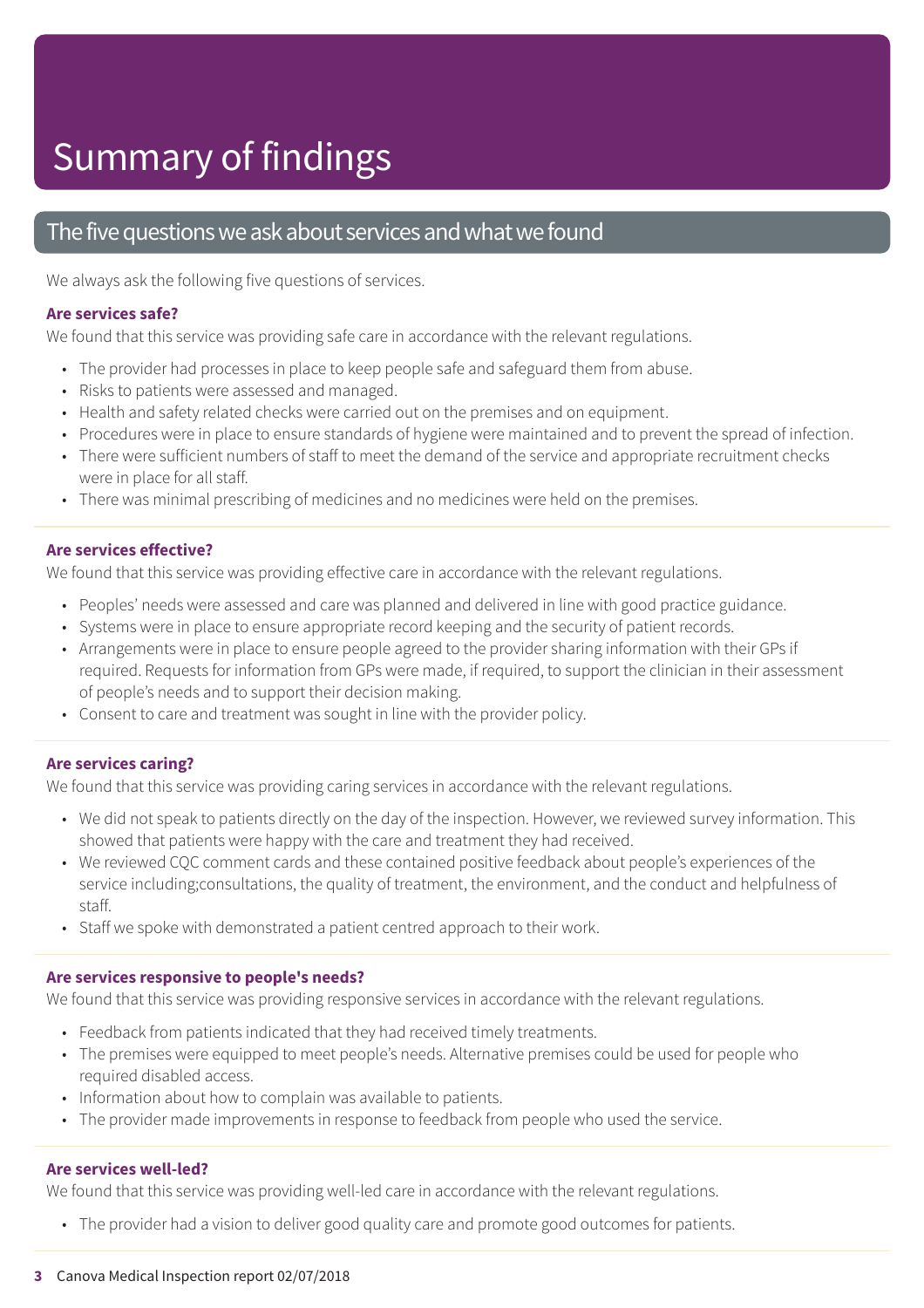# Summary of findings

## The five questions we ask about services and what we found

We always ask the following five questions of services.

### Are services safe?

We found that this service was providing safe care in accordance with the relevant regulations.

- The provider had processes in place to keep people safe and safeguard them from abuse.
- Risks to patients were assessed and managed.
- Health and safety related checks were carried out on the premises and on equipment.
- Procedures were in place to ensure standards of hygiene were maintained and to prevent the spread of infection.
- There were sufficient numbers of staff to meet the demand of the service and appropriate recruitment checks were in place for all staff.
- There was minimal prescribing of medicines and no medicines were held on the premises.

### Are services effective?

We found that this service was providing effective care in accordance with the relevant regulations.

- Peoples' needs were assessed and care was planned and delivered in line with good practice guidance.
- Systems were in place to ensure appropriate record keeping and the security of patient records.
- Arrangements were in place to ensure people agreed to the provider sharing information with their GPs if required. Requests for information from GPs were made, if required, to support the clinician in their assessment of people's needs and to support their decision making.
- Consent to care and treatment was sought in line with the provider policy.

### Are services caring?

We found that this service was providing caring services in accordance with the relevant regulations.

- We did not speak to patients directly on the day of the inspection. However, we reviewed survey information. This showed that patients were happy with the care and treatment they had received.
- We reviewed CQC comment cards and these contained positive feedback about people's experiences of the service including;consultations, the quality of treatment, the environment, and the conduct and helpfulness of staff.
- Staff we spoke with demonstrated a patient centred approach to their work.

### Are services responsive to people's needs?

We found that this service was providing responsive services in accordance with the relevant regulations.

- Feedback from patients indicated that they had received timely treatments.
- The premises were equipped to meet people's needs. Alternative premises could be used for people who required disabled access.
- Information about how to complain was available to patients.
- The provider made improvements in response to feedback from people who used the service.

### Are services well-led?

We found that this service was providing well-led care in accordance with the relevant regulations.

- The provider had a vision to deliver good quality care and promote good outcomes for patients.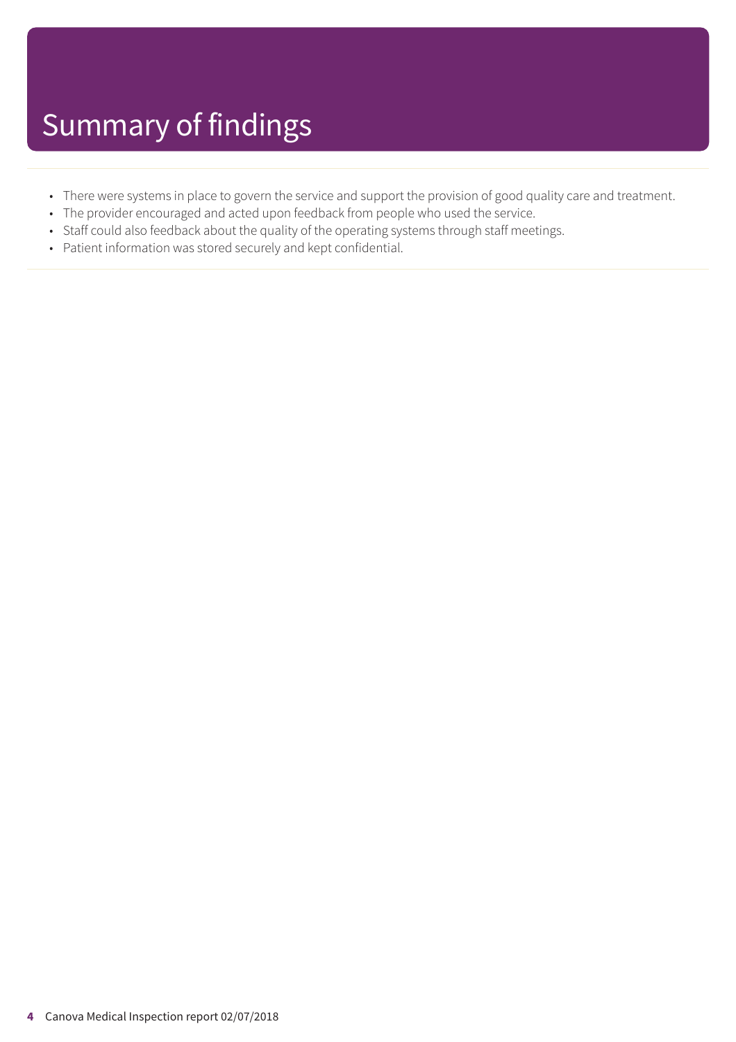# Summary of findings

- There were systems in place to govern the service and support the provision of good quality care and treatment.
- The provider encouraged and acted upon feedback from people who used the service.
- Staff could also feedback about the quality of the operating systems through staff meetings.
- Patient information was stored securely and kept confidential.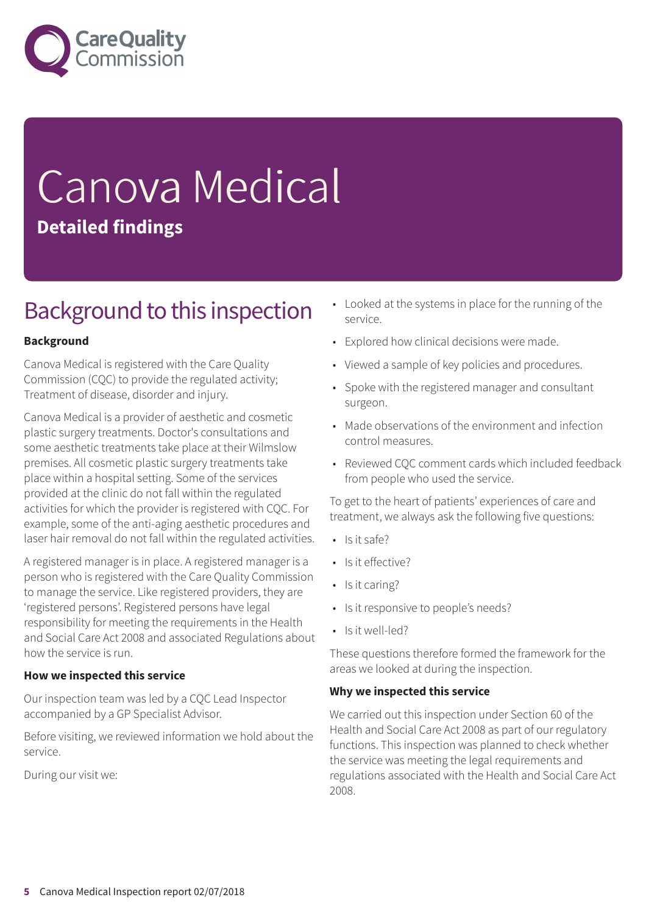# Canova Medical

**Detailed findings**

## Background to this inspection

### Background

Canova Medical is registered with the Care Quality Commission (CQC) to provide the regulated activity; Treatment of disease, disorder and injury.

Canova Medical is a provider of aesthetic and cosmetic plastic surgery treatments. Doctor's consultations and some aesthetic treatments take place at their Wilmslow premises. All cosmetic plastic surgery treatments take place within a hospital setting. Some of the services provided at the clinic do not fall within the regulated activities for which the provider is registered with CQC. For example, some of the anti-aging aesthetic procedures and laser hair removal do not fall within the regulated activities.

A registered manager is in place. A registered manager is a person who is registered with the Care Quality Commission to manage the service. Like registered providers, they are 'registered persons'. Registered persons have legal responsibility for meeting the requirements in the Health and Social Care Act 2008 and associated Regulations about how the service is run.

### How we inspected this service

Our inspection team was led by a CQC Lead Inspector accompanied by a GP Specialist Advisor.

Before visiting, we reviewed information we hold about the service.

During our visit we:

- Looked at the systems in place for the running of the service.
- Explored how clinical decisions were made.
- Viewed a sample of key policies and procedures.
- Spoke with the registered manager and consultant surgeon.
- Made observations of the environment and infection control measures.
- Reviewed CQC comment cards which included feedback from people who used the service.

To get to the heart of patients' experiences of care and treatment, we always ask the following five questions:

- Is it safe?
- Is it effective?
- Is it caring?
- Is it responsive to people's needs?
- Is it well-led?

These questions therefore formed the framework for the areas we looked at during the inspection.

### Why we inspected this service

We carried out this inspection under Section 60 of the Health and Social Care Act 2008 as part of our regulatory functions. This inspection was planned to check whether the service was meeting the legal requirements and regulations associated with the Health and Social Care Act 2008.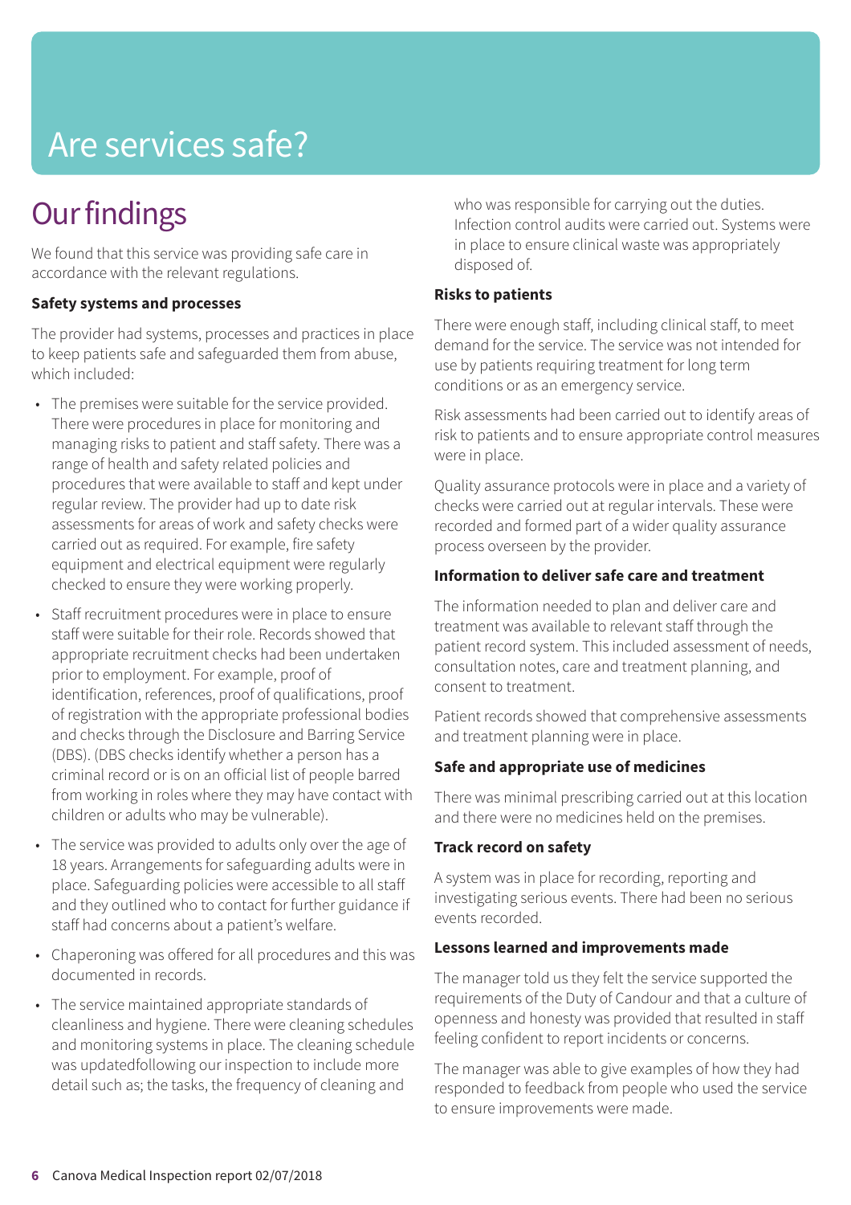# Are services safe?

## Our findings

We found that this service was providing safe care in accordance with the relevant regulations.

**Safety systems and processes**

The provider had systems, processes and practices in place to keep patients safe and safeguarded them from abuse, which included:

- The premises were suitable for the service provided. There were procedures in place for monitoring and managing risks to patient and staff safety. There was a range of health and safety related policies and procedures that were available to staff and kept under regular review. The provider had up to date risk assessments for areas of work and safety checks were carried out as required. For example, fire safety equipment and electrical equipment were regularly checked to ensure they were working properly.
- Staff recruitment procedures were in place to ensure staff were suitable for their role. Records showed that appropriate recruitment checks had been undertaken prior to employment. For example, proof of identification, references, proof of qualifications, proof of registration with the appropriate professional bodies and checks through the Disclosure and Barring Service (DBS). (DBS checks identify whether a person has a criminal record or is on an official list of people barred from working in roles where they may have contact with children or adults who may be vulnerable).
- The service was provided to adults only over the age of 18 years. Arrangements for safeguarding adults were in place. Safeguarding policies were accessible to all staff and they outlined who to contact for further guidance if staff had concerns about a patient's welfare.
- Chaperoning was offered for all procedures and this was documented in records.
- The service maintained appropriate standards of cleanliness and hygiene. There were cleaning schedules and monitoring systems in place. The cleaning schedule was updatedfollowing our inspection to include more detail such as; the tasks, the frequency of cleaning and who was responsible for carrying out the duties. Infection control audits were carried out. Systems were in place to ensure clinical waste was appropriately disposed of.

**Risks to patients**

There were enough staff, including clinical staff, to meet demand for the service. The service was not intended for use by patients requiring treatment for long term conditions or as an emergency service.

Risk assessments had been carried out to identify areas of risk to patients and to ensure appropriate control measures were in place.

Quality assurance protocols were in place and a variety of checks were carried out at regular intervals. These were recorded and formed part of a wider quality assurance process overseen by the provider.

**Information to deliver safe care and treatment**

The information needed to plan and deliver care and treatment was available to relevant staff through the patient record system. This included assessment of needs, consultation notes, care and treatment planning, and consent to treatment.

Patient records showed that comprehensive assessments and treatment planning were in place.

**Safe and appropriate use of medicines**

There was minimal prescribing carried out at this location and there were no medicines held on the premises.

**Track record on safety**

A system was in place for recording, reporting and investigating serious events. There had been no serious events recorded.

**Lessons learned and improvements made**

The manager told us they felt the service supported the requirements of the Duty of Candour and that a culture of openness and honesty was provided that resulted in staff feeling confident to report incidents or concerns.

The manager was able to give examples of how they had responded to feedback from people who used the service to ensure improvements were made.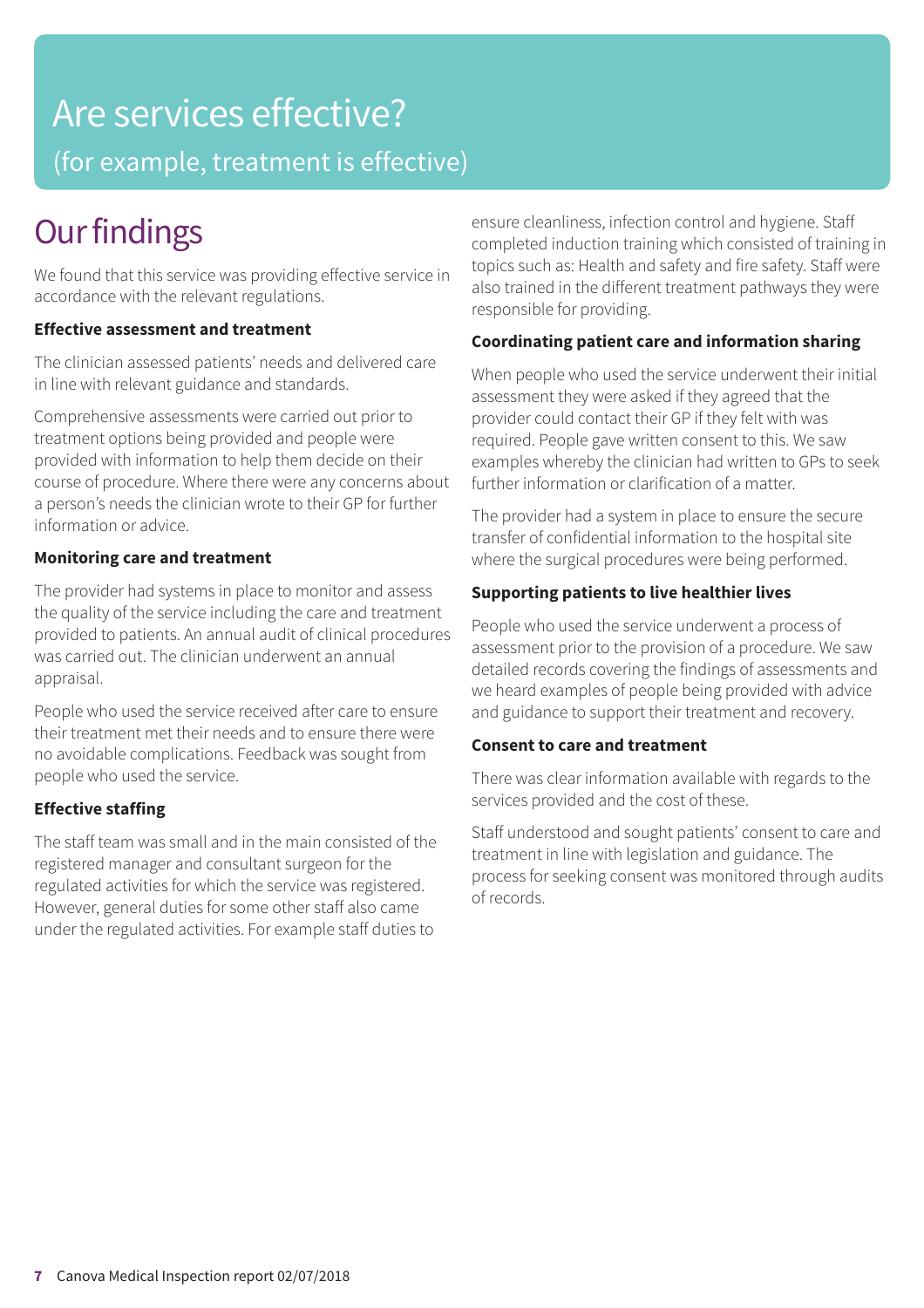# Are services effective?

(for example, treatment is effective)

## Our findings

We found that this service was providing effective service in accordance with the relevant regulations.

**Effective assessment and treatment**

The clinician assessed patients' needs and delivered care in line with relevant guidance and standards.

Comprehensive assessments were carried out prior to treatment options being provided and people were provided with information to help them decide on their course of procedure. Where there were any concerns about a person's needs the clinician wrote to their GP for further information or advice.

**Monitoring care and treatment**

The provider had systems in place to monitor and assess the quality of the service including the care and treatment provided to patients. An annual audit of clinical procedures was carried out. The clinician underwent an annual appraisal.

People who used the service received after care to ensure their treatment met their needs and to ensure there were no avoidable complications. Feedback was sought from people who used the service.

**Effective staffing**

The staff team was small and in the main consisted of the registered manager and consultant surgeon for the regulated activities for which the service was registered. However, general duties for some other staff also came under the regulated activities. For example staff duties to ensure cleanliness, infection control and hygiene. Staff completed induction training which consisted of training in topics such as: Health and safety and fire safety. Staff were also trained in the different treatment pathways they were responsible for providing.

**Coordinating patient care and information sharing**

When people who used the service underwent their initial assessment they were asked if they agreed that the provider could contact their GP if they felt with was required. People gave written consent to this. We saw examples whereby the clinician had written to GPs to seek further information or clarification of a matter.

The provider had a system in place to ensure the secure transfer of confidential information to the hospital site where the surgical procedures were being performed.

**Supporting patients to live healthier lives**

People who used the service underwent a process of assessment prior to the provision of a procedure. We saw detailed records covering the findings of assessments and we heard examples of people being provided with advice and guidance to support their treatment and recovery.

**Consent to care and treatment**

There was clear information available with regards to the services provided and the cost of these.

Staff understood and sought patients' consent to care and treatment in line with legislation and guidance. The process for seeking consent was monitored through audits of records.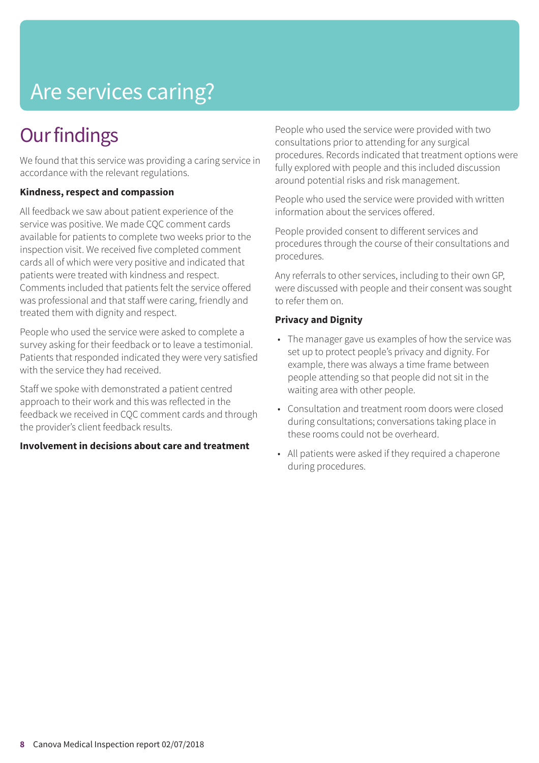# Are services caring?

## Our findings

We found that this service was providing a caring service in accordance with the relevant regulations.

**Kindness, respect and compassion**

All feedback we saw about patient experience of the service was positive. We made CQC comment cards available for patients to complete two weeks prior to the inspection visit. We received five completed comment cards all of which were very positive and indicated that patients were treated with kindness and respect. Comments included that patients felt the service offered was professional and that staff were caring, friendly and treated them with dignity and respect.

People who used the service were asked to complete a survey asking for their feedback or to leave a testimonial. Patients that responded indicated they were very satisfied with the service they had received.

Staff we spoke with demonstrated a patient centred approach to their work and this was reflected in the feedback we received in CQC comment cards and through the provider's client feedback results.

**Involvement in decisions about care and treatment**

People who used the service were provided with two consultations prior to attending for any surgical procedures. Records indicated that treatment options were fully explored with people and this included discussion around potential risks and risk management.

People who used the service were provided with written information about the services offered.

People provided consent to different services and procedures through the course of their consultations and procedures.

Any referrals to other services, including to their own GP, were discussed with people and their consent was sought to refer them on.

**Privacy and Dignity**

- The manager gave us examples of how the service was set up to protect people's privacy and dignity. For example, there was always a time frame between people attending so that people did not sit in the waiting area with other people.
- Consultation and treatment room doors were closed during consultations; conversations taking place in these rooms could not be overheard.
- All patients were asked if they required a chaperone during procedures.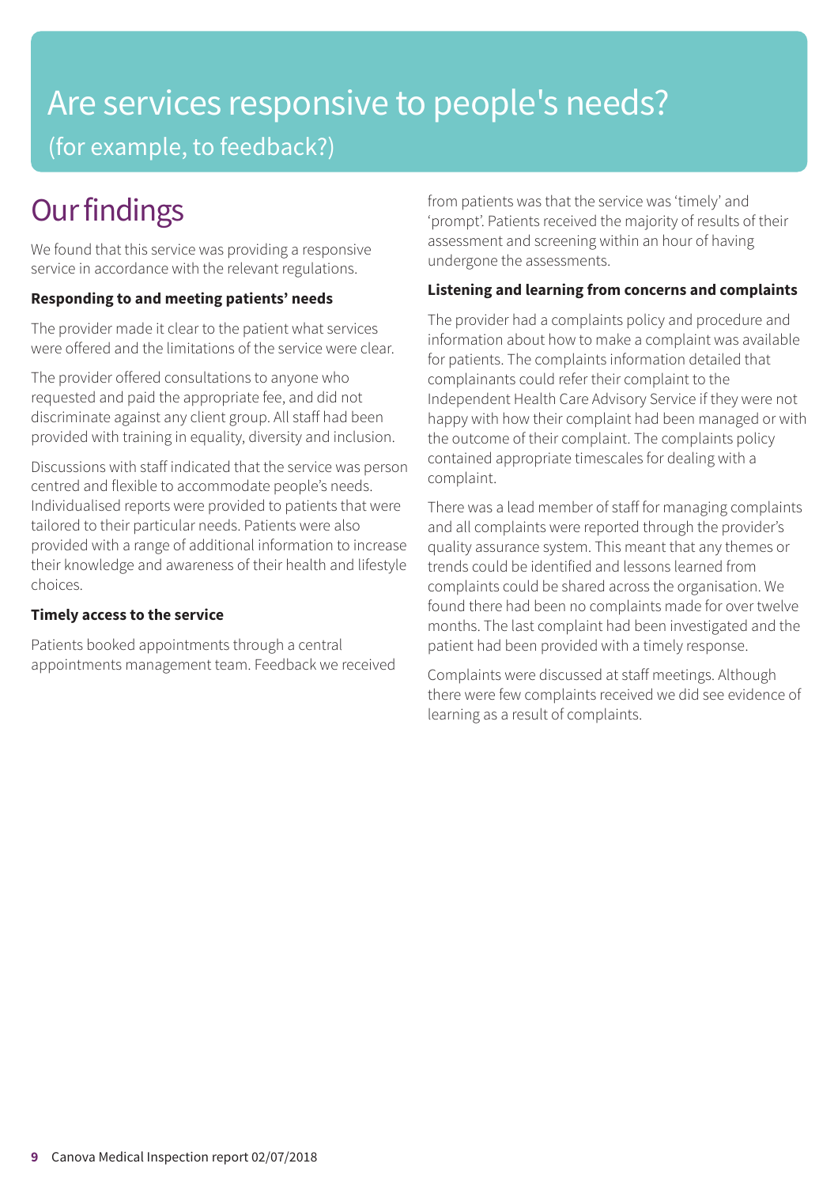# Are services responsive to people's needs?

## (for example, to feedback?)

## Our findings

We found that this service was providing a responsive service in accordance with the relevant regulations.

**Responding to and meeting patients' needs**

The provider made it clear to the patient what services were offered and the limitations of the service were clear.

The provider offered consultations to anyone who requested and paid the appropriate fee, and did not discriminate against any client group. All staff had been provided with training in equality, diversity and inclusion.

Discussions with staff indicated that the service was person centred and flexible to accommodate people's needs. Individualised reports were provided to patients that were tailored to their particular needs. Patients were also provided with a range of additional information to increase their knowledge and awareness of their health and lifestyle choices.

**Timely access to the service**

Patients booked appointments through a central appointments management team. Feedback we received from patients was that the service was 'timely' and 'prompt'. Patients received the majority of results of their assessment and screening within an hour of having undergone the assessments.

**Listening and learning from concerns and complaints**

The provider had a complaints policy and procedure and information about how to make a complaint was available for patients. The complaints information detailed that complainants could refer their complaint to the Independent Health Care Advisory Service if they were not happy with how their complaint had been managed or with the outcome of their complaint. The complaints policy contained appropriate timescales for dealing with a complaint.

There was a lead member of staff for managing complaints and all complaints were reported through the provider's quality assurance system. This meant that any themes or trends could be identified and lessons learned from complaints could be shared across the organisation. We found there had been no complaints made for over twelve months. The last complaint had been investigated and the patient had been provided with a timely response.

Complaints were discussed at staff meetings. Although there were few complaints received we did see evidence of learning as a result of complaints.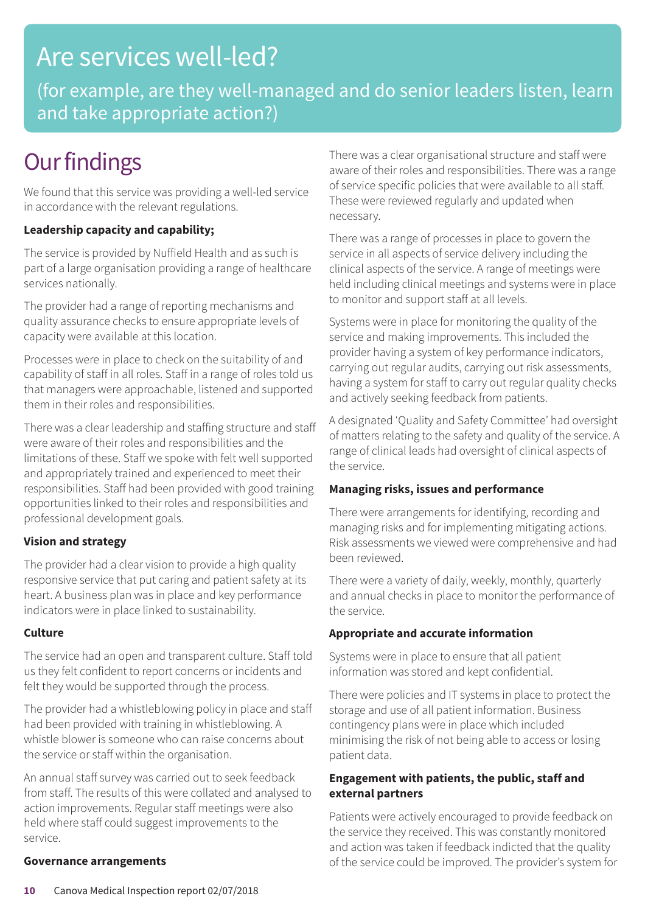# Are services well-led?

## (for example, are they well-managed and do senior leaders listen, learn and take appropriate action?)

# Our findings

We found that this service was providing a well-led service in accordance with the relevant regulations.

**Leadership capacity and capability;**

The service is provided by Nuffield Health and as such is part of a large organisation providing a range of healthcare services nationally.

The provider had a range of reporting mechanisms and quality assurance checks to ensure appropriate levels of capacity were available at this location.

Processes were in place to check on the suitability of and capability of staff in all roles. Staff in a range of roles told us that managers were approachable, listened and supported them in their roles and responsibilities.

There was a clear leadership and staffing structure and staff were aware of their roles and responsibilities and the limitations of these. Staff we spoke with felt well supported and appropriately trained and experienced to meet their responsibilities. Staff had been provided with good training opportunities linked to their roles and responsibilities and professional development goals.

**Vision and strategy**

The provider had a clear vision to provide a high quality responsive service that put caring and patient safety at its heart. A business plan was in place and key performance indicators were in place linked to sustainability.

**Culture**

The service had an open and transparent culture. Staff told us they felt confident to report concerns or incidents and felt they would be supported through the process.

The provider had a whistleblowing policy in place and staff had been provided with training in whistleblowing. A whistle blower is someone who can raise concerns about the service or staff within the organisation.

An annual staff survey was carried out to seek feedback from staff. The results of this were collated and analysed to action improvements. Regular staff meetings were also held where staff could suggest improvements to the service.

**Governance arrangements**

There was a clear organisational structure and staff were aware of their roles and responsibilities. There was a range of service specific policies that were available to all staff. These were reviewed regularly and updated when necessary.

There was a range of processes in place to govern the service in all aspects of service delivery including the clinical aspects of the service. A range of meetings were held including clinical meetings and systems were in place to monitor and support staff at all levels.

Systems were in place for monitoring the quality of the service and making improvements. This included the provider having a system of key performance indicators, carrying out regular audits, carrying out risk assessments, having a system for staff to carry out regular quality checks and actively seeking feedback from patients.

A designated 'Quality and Safety Committee' had oversight of matters relating to the safety and quality of the service. A range of clinical leads had oversight of clinical aspects of the service.

**Managing risks, issues and performance**

There were arrangements for identifying, recording and managing risks and for implementing mitigating actions. Risk assessments we viewed were comprehensive and had been reviewed.

There were a variety of daily, weekly, monthly, quarterly and annual checks in place to monitor the performance of the service.

**Appropriate and accurate information**

Systems were in place to ensure that all patient information was stored and kept confidential.

There were policies and IT systems in place to protect the storage and use of all patient information. Business contingency plans were in place which included minimising the risk of not being able to access or losing patient data.

**Engagement with patients, the public, staff and external partners**

Patients were actively encouraged to provide feedback on the service they received. This was constantly monitored and action was taken if feedback indicted that the quality of the service could be improved. The provider's system for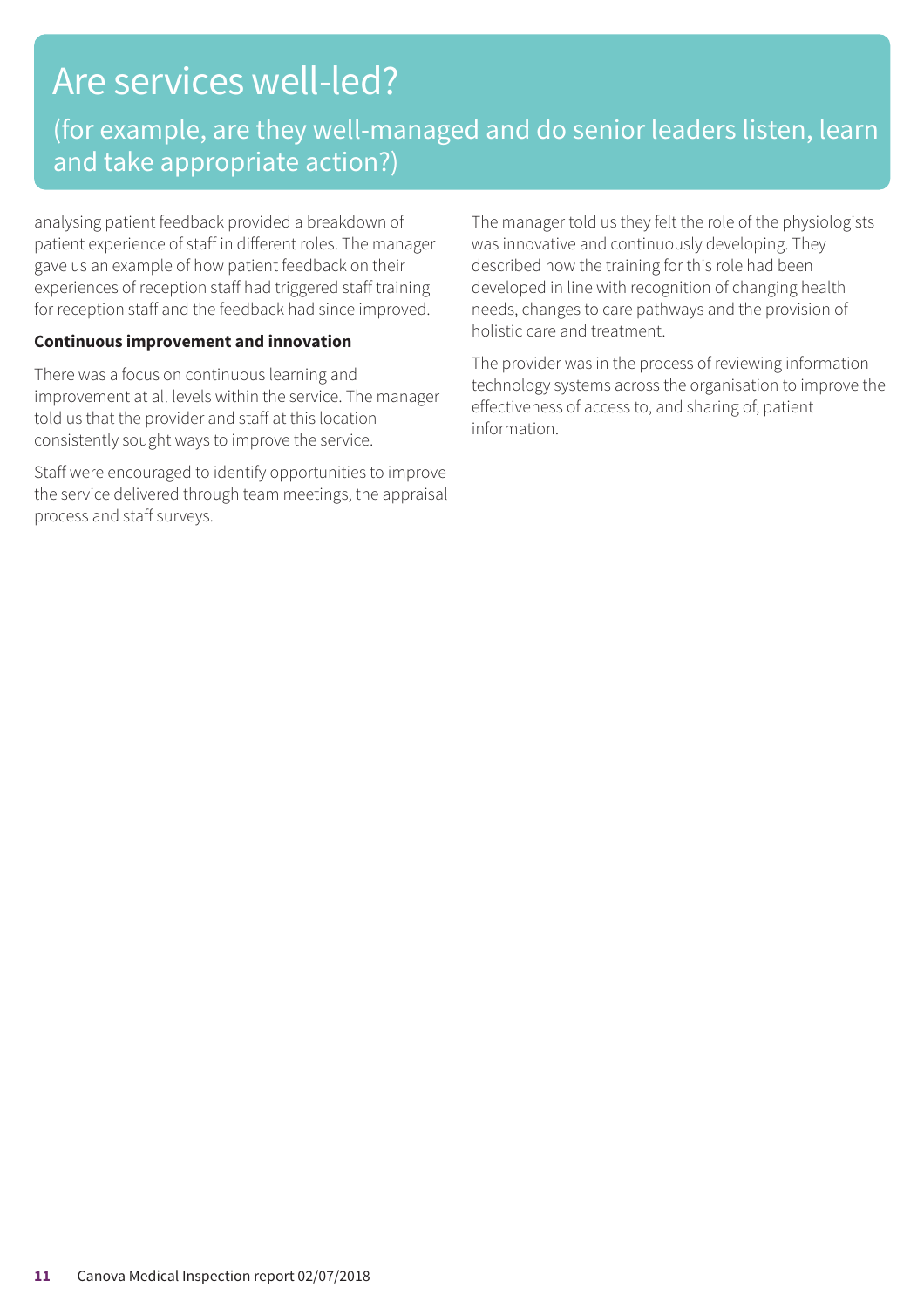# Are services well-led?

## (for example, are they well-managed and do senior leaders listen, learn and take appropriate action?)

analysing patient feedback provided a breakdown of patient experience of staff in different roles. The manager gave us an example of how patient feedback on their experiences of reception staff had triggered staff training for reception staff and the feedback had since improved.

**Continuous improvement and innovation**

There was a focus on continuous learning and improvement at all levels within the service. The manager told us that the provider and staff at this location consistently sought ways to improve the service.

Staff were encouraged to identify opportunities to improve the service delivered through team meetings, the appraisal process and staff surveys.

The manager told us they felt the role of the physiologists was innovative and continuously developing. They described how the training for this role had been developed in line with recognition of changing health needs, changes to care pathways and the provision of holistic care and treatment.

The provider was in the process of reviewing information technology systems across the organisation to improve the effectiveness of access to, and sharing of, patient information.